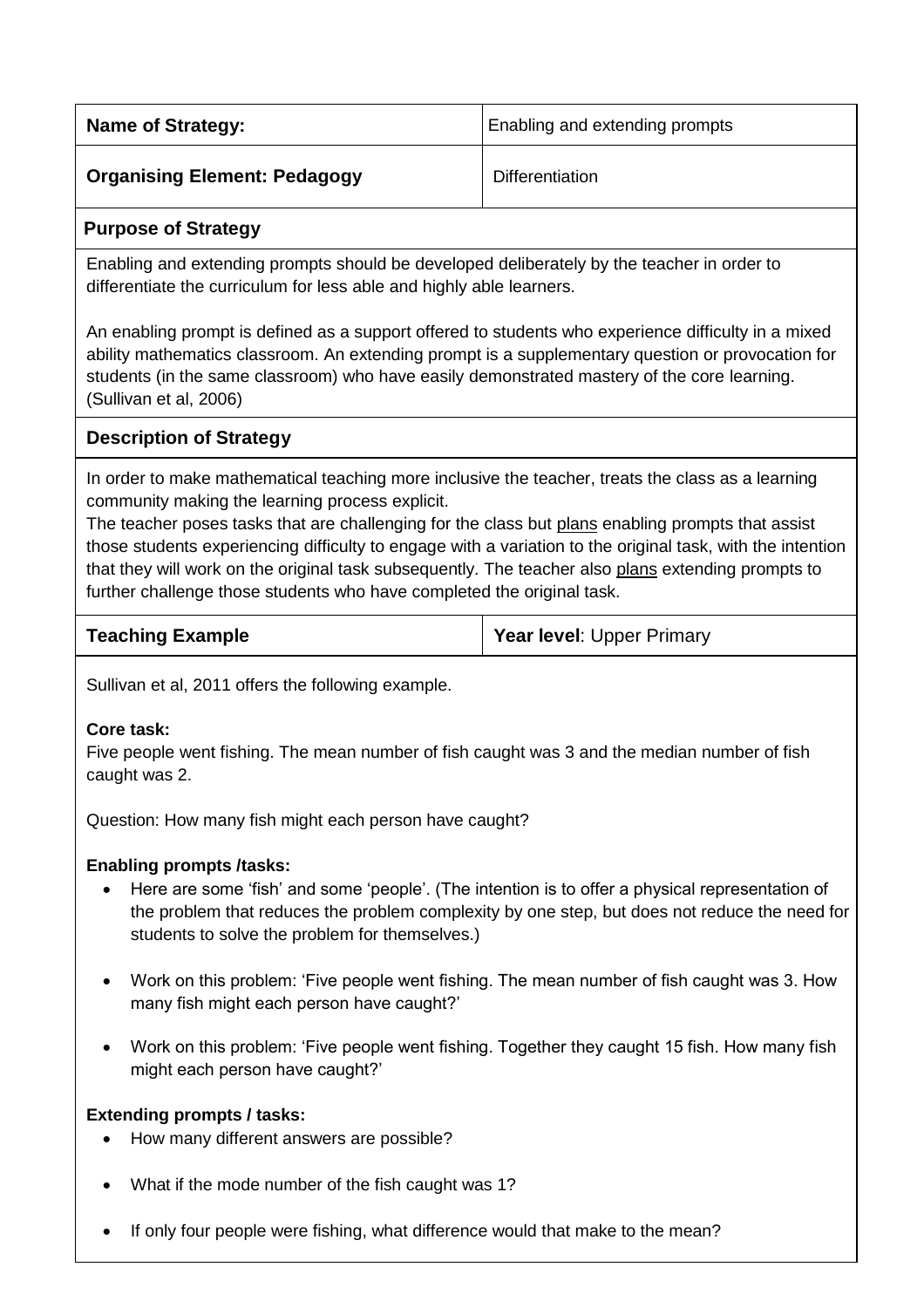| **Name of Strategy:** | Enabling and extending prompts |
|---|---|
| **Organising Element: Pedagogy** | Differentiation |

## Purpose of Strategy

Enabling and extending prompts should be developed deliberately by the teacher in order to differentiate the curriculum for less able and highly able learners.

An enabling prompt is defined as a support offered to students who experience difficulty in a mixed ability mathematics classroom. An extending prompt is a supplementary question or provocation for students (in the same classroom) who have easily demonstrated mastery of the core learning. (Sullivan et al, 2006)

## Description of Strategy

In order to make mathematical teaching more inclusive the teacher, treats the class as a learning community making the learning process explicit.

The teacher poses tasks that are challenging for the class but plans enabling prompts that assist those students experiencing difficulty to engage with a variation to the original task, with the intention that they will work on the original task subsequently. The teacher also plans extending prompts to further challenge those students who have completed the original task.

| **Teaching Example** | **Year level**: Upper Primary |
|---|---|

Sullivan et al, 2011 offers the following example.

**Core task:**
Five people went fishing. The mean number of fish caught was 3 and the median number of fish caught was 2.

Question: How many fish might each person have caught?

**Enabling prompts /tasks:**

- Here are some 'fish' and some 'people'. (The intention is to offer a physical representation of the problem that reduces the problem complexity by one step, but does not reduce the need for students to solve the problem for themselves.)
- Work on this problem: 'Five people went fishing. The mean number of fish caught was 3. How many fish might each person have caught?'
- Work on this problem: 'Five people went fishing. Together they caught 15 fish. How many fish might each person have caught?'

**Extending prompts / tasks:**

- How many different answers are possible?
- What if the mode number of the fish caught was 1?
- If only four people were fishing, what difference would that make to the mean?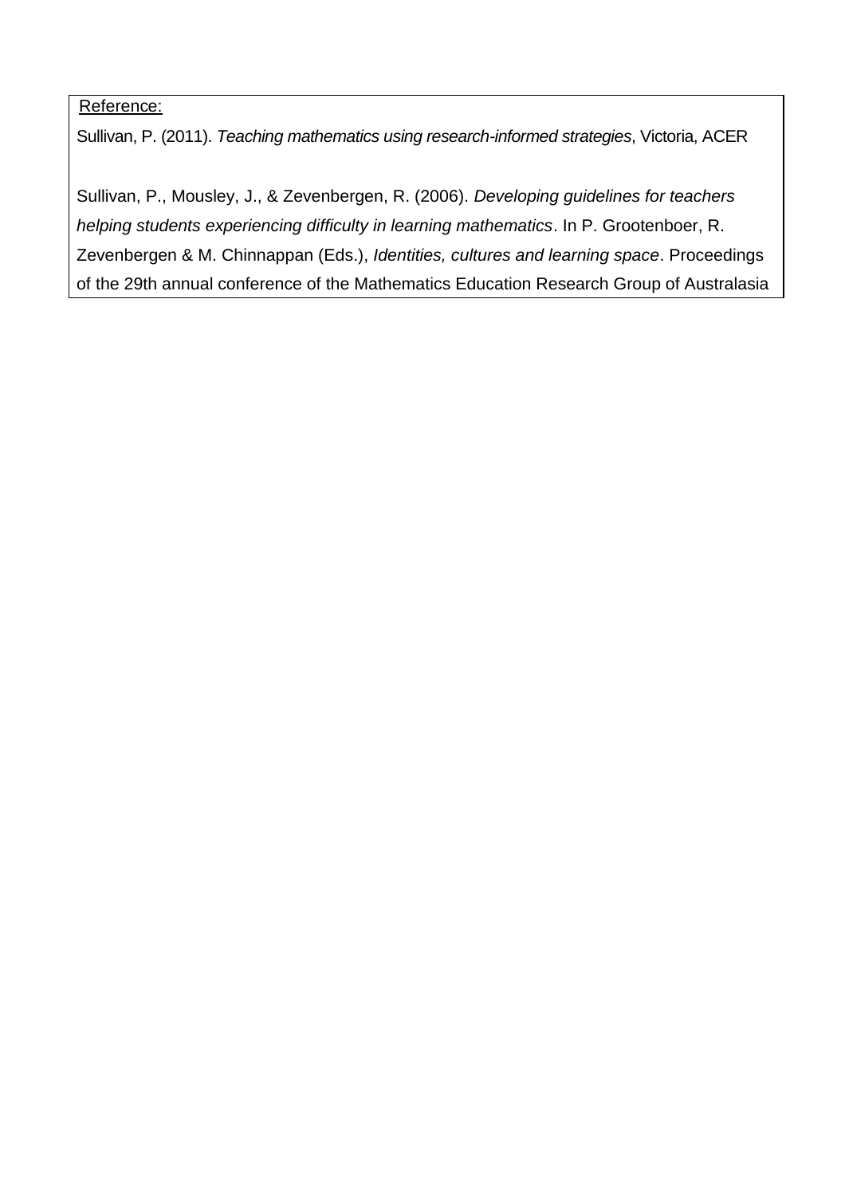Reference:

Sullivan, P. (2011). *Teaching mathematics using research-informed strategies*, Victoria, ACER

Sullivan, P., Mousley, J., & Zevenbergen, R. (2006). *Developing guidelines for teachers helping students experiencing difficulty in learning mathematics*. In P. Grootenboer, R. Zevenbergen & M. Chinnappan (Eds.), *Identities, cultures and learning space*. Proceedings of the 29th annual conference of the Mathematics Education Research Group of Australasia